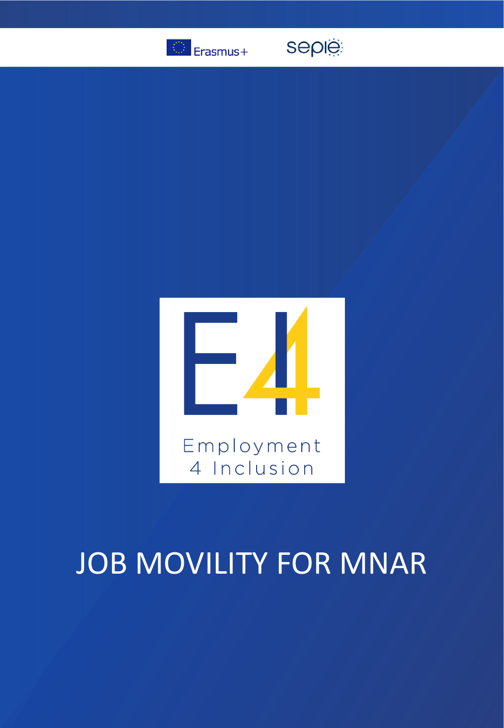Erasmus+

sepie

Employment 4 Inclusion

# JOB MOVILITY FOR MNAR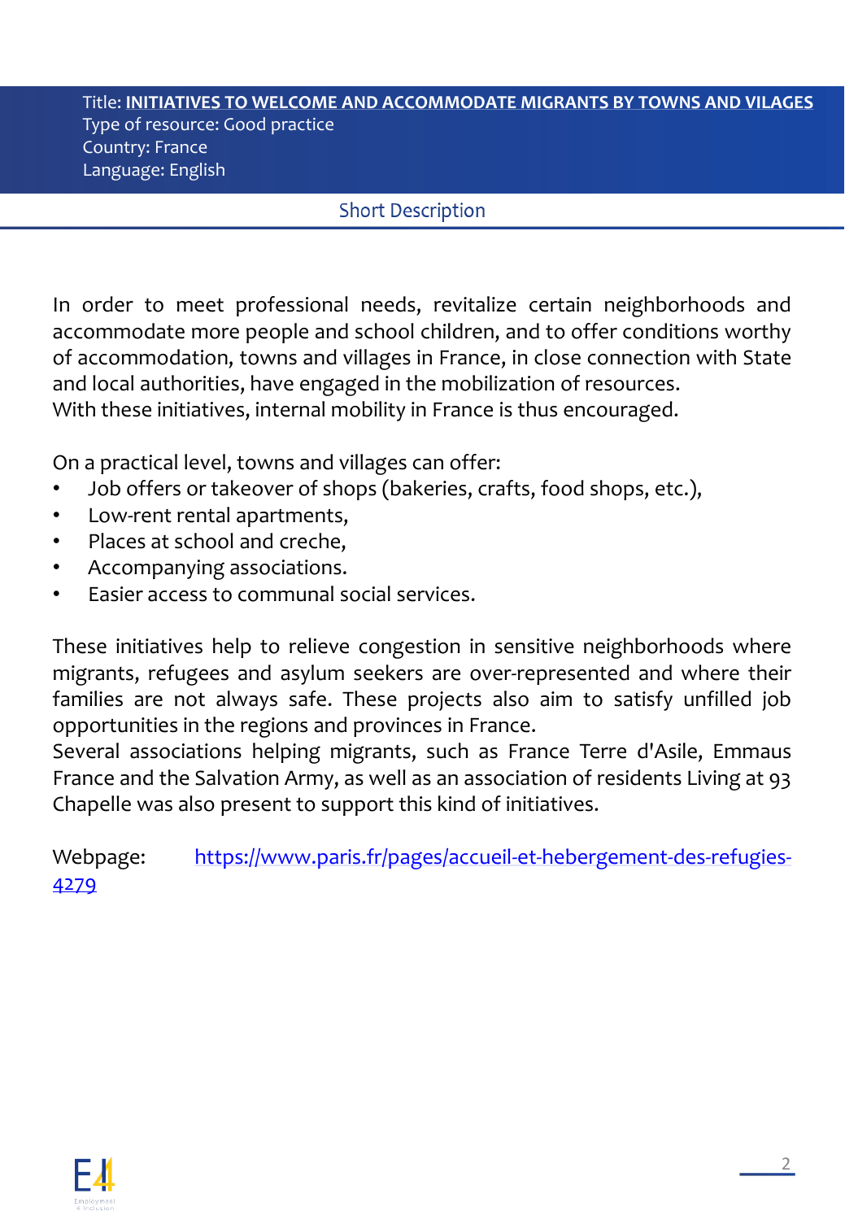Title: **INITIATIVES TO WELCOME AND ACCOMMODATE MIGRANTS BY TOWNS AND VILAGES**
Type of resource: Good practice
Country: France
Language: English

## Short Description

In order to meet professional needs, revitalize certain neighborhoods and accommodate more people and school children, and to offer conditions worthy of accommodation, towns and villages in France, in close connection with State and local authorities, have engaged in the mobilization of resources.
With these initiatives, internal mobility in France is thus encouraged.

On a practical level, towns and villages can offer:

- Job offers or takeover of shops (bakeries, crafts, food shops, etc.),
- Low-rent rental apartments,
- Places at school and creche,
- Accompanying associations.
- Easier access to communal social services.

These initiatives help to relieve congestion in sensitive neighborhoods where migrants, refugees and asylum seekers are over-represented and where their families are not always safe. These projects also aim to satisfy unfilled job opportunities in the regions and provinces in France.
Several associations helping migrants, such as France Terre d'Asile, Emmaus France and the Salvation Army, as well as an association of residents Living at 93 Chapelle was also present to support this kind of initiatives.

Webpage: https://www.paris.fr/pages/accueil-et-hebergement-des-refugies-4279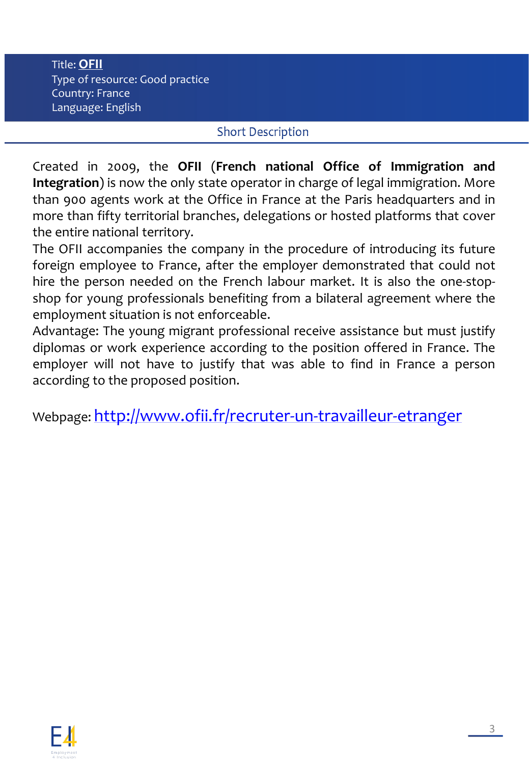Title: **OFII**
Type of resource: Good practice
Country: France
Language: English

## Short Description

Created in 2009, the **OFII** (**French national Office of Immigration and Integration**) is now the only state operator in charge of legal immigration. More than 900 agents work at the Office in France at the Paris headquarters and in more than fifty territorial branches, delegations or hosted platforms that cover the entire national territory.

The OFII accompanies the company in the procedure of introducing its future foreign employee to France, after the employer demonstrated that could not hire the person needed on the French labour market. It is also the one-stop-shop for young professionals benefiting from a bilateral agreement where the employment situation is not enforceable.

Advantage: The young migrant professional receive assistance but must justify diplomas or work experience according to the position offered in France. The employer will not have to justify that was able to find in France a person according to the proposed position.

Webpage: http://www.ofii.fr/recruter-un-travailleur-etranger